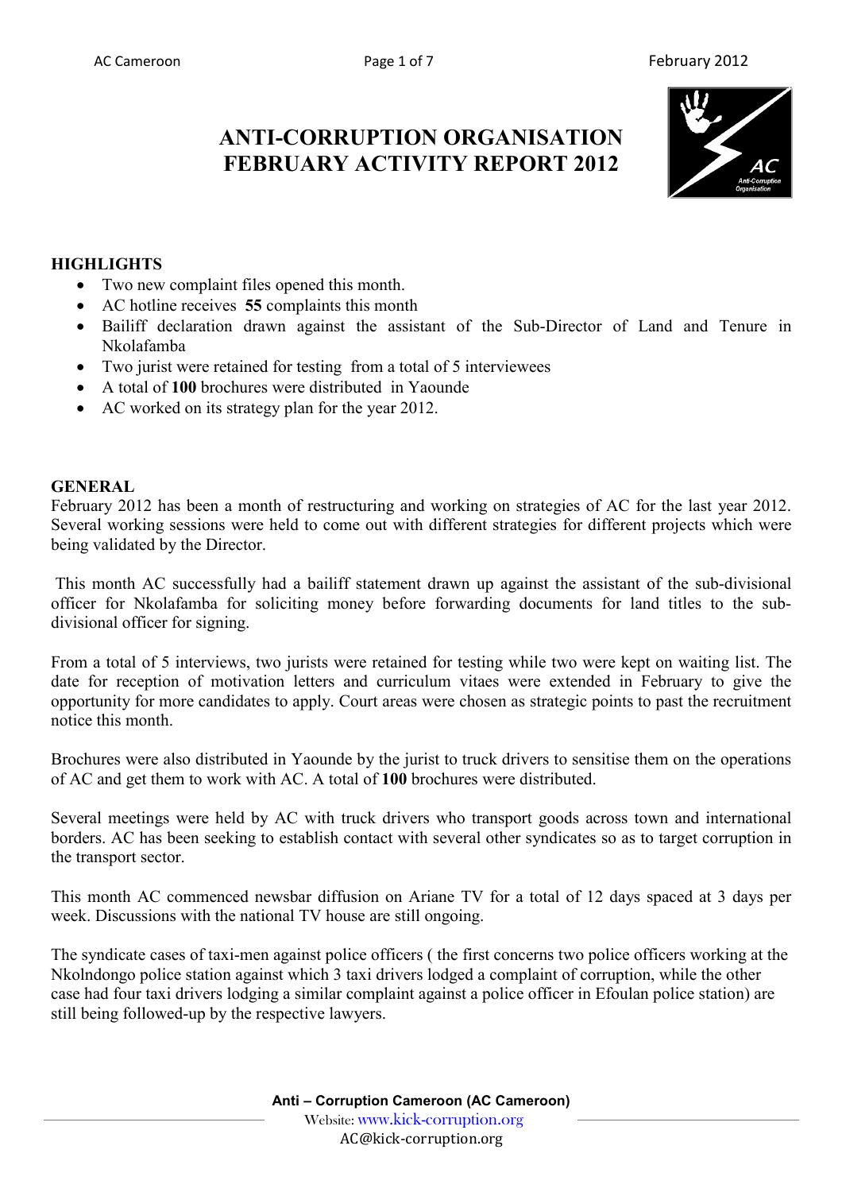# ANTI-CORRUPTION ORGANISATION FEBRUARY ACTIVITY REPORT 2012

## HIGHLIGHTS

- Two new complaint files opened this month.
- AC hotline receives **55** complaints this month
- Bailiff declaration drawn against the assistant of the Sub-Director of Land and Tenure in Nkolafamba
- Two jurist were retained for testing from a total of 5 interviewees
- A total of **100** brochures were distributed in Yaounde
- AC worked on its strategy plan for the year 2012.

## GENERAL

February 2012 has been a month of restructuring and working on strategies of AC for the last year 2012. Several working sessions were held to come out with different strategies for different projects which were being validated by the Director.

This month AC successfully had a bailiff statement drawn up against the assistant of the sub-divisional officer for Nkolafamba for soliciting money before forwarding documents for land titles to the sub-divisional officer for signing.

From a total of 5 interviews, two jurists were retained for testing while two were kept on waiting list. The date for reception of motivation letters and curriculum vitaes were extended in February to give the opportunity for more candidates to apply. Court areas were chosen as strategic points to past the recruitment notice this month.

Brochures were also distributed in Yaounde by the jurist to truck drivers to sensitise them on the operations of AC and get them to work with AC. A total of **100** brochures were distributed.

Several meetings were held by AC with truck drivers who transport goods across town and international borders. AC has been seeking to establish contact with several other syndicates so as to target corruption in the transport sector.

This month AC commenced newsbar diffusion on Ariane TV for a total of 12 days spaced at 3 days per week. Discussions with the national TV house are still ongoing.

The syndicate cases of taxi-men against police officers ( the first concerns two police officers working at the Nkolndongo police station against which 3 taxi drivers lodged a complaint of corruption, while the other case had four taxi drivers lodging a similar complaint against a police officer in Efoulan police station) are still being followed-up by the respective lawyers.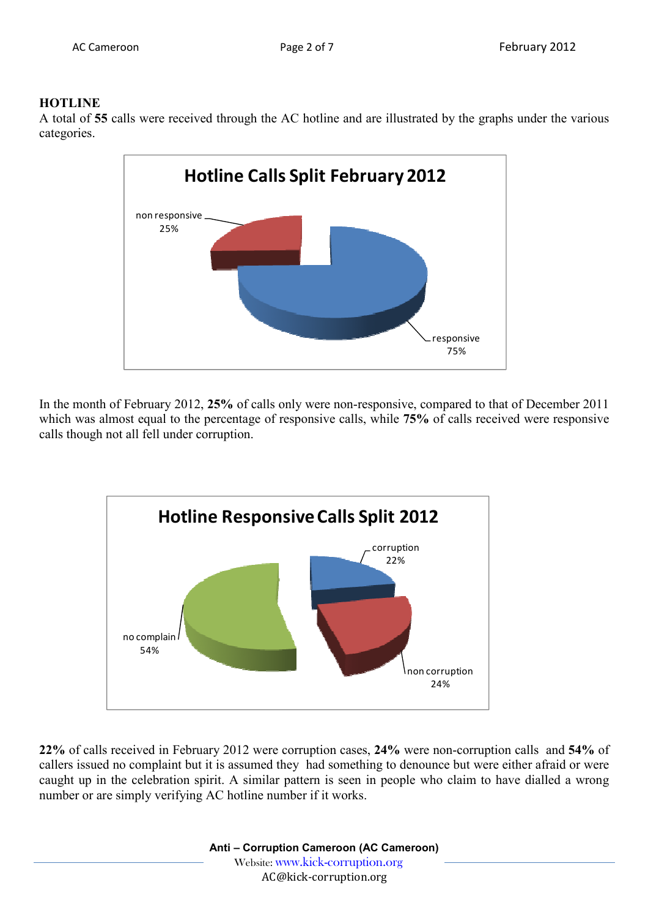**HOTLINE**

A total of **55** calls were received through the AC hotline and are illustrated by the graphs under the various categories.

**Hotline Calls Split February 2012**

non responsive 25%

responsive 75%

In the month of February 2012, **25%** of calls only were non-responsive, compared to that of December 2011 which was almost equal to the percentage of responsive calls, while **75%** of calls received were responsive calls though not all fell under corruption.

**Hotline Responsive Calls Split 2012**

corruption 22%

no complain 54%

non corruption 24%

**22%** of calls received in February 2012 were corruption cases, **24%** were non-corruption calls and **54%** of callers issued no complaint but it is assumed they had something to denounce but were either afraid or were caught up in the celebration spirit. A similar pattern is seen in people who claim to have dialled a wrong number or are simply verifying AC hotline number if it works.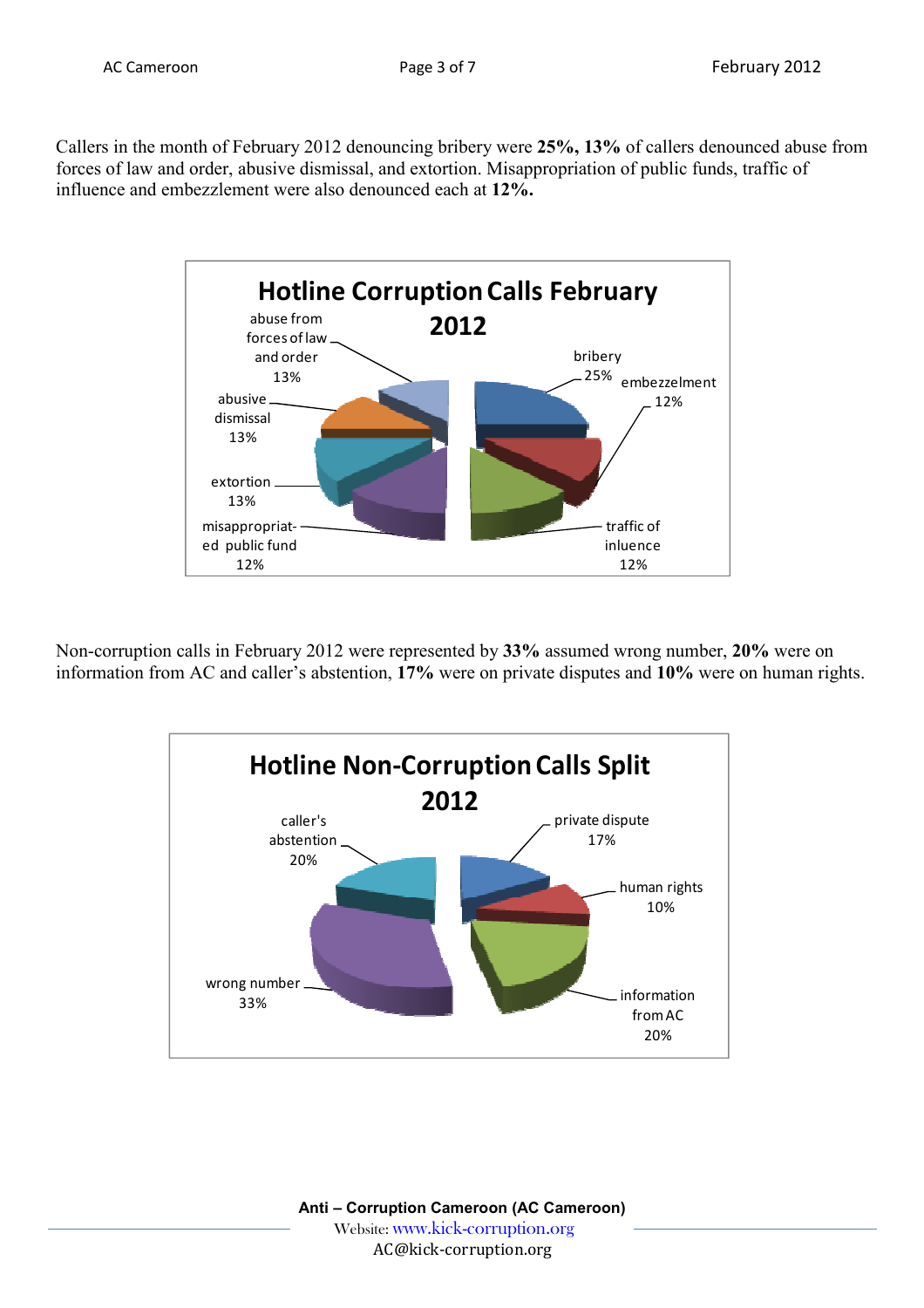Callers in the month of February 2012 denouncing bribery were **25%, 13%** of callers denounced abuse from forces of law and order, abusive dismissal, and extortion. Misappropriation of public funds, traffic of influence and embezzlement were also denounced each at **12%.**

**Hotline Corruption Calls February 2012**

| Category | Percentage |
|---|---|
| bribery | 25% |
| embezzelment | 12% |
| traffic of inluence | 12% |
| misappropriat-ed public fund | 12% |
| extortion | 13% |
| abusive dismissal | 13% |
| abuse from forces of law and order | 13% |

Non-corruption calls in February 2012 were represented by **33%** assumed wrong number, **20%** were on information from AC and caller's abstention, **17%** were on private disputes and **10%** were on human rights.

**Hotline Non-Corruption Calls Split 2012**

| Category | Percentage |
|---|---|
| private dispute | 17% |
| human rights | 10% |
| information from AC | 20% |
| wrong number | 33% |
| caller's abstention | 20% |

**Anti – Corruption Cameroon (AC Cameroon)**
Website: www.kick-corruption.org
AC@kick-corruption.org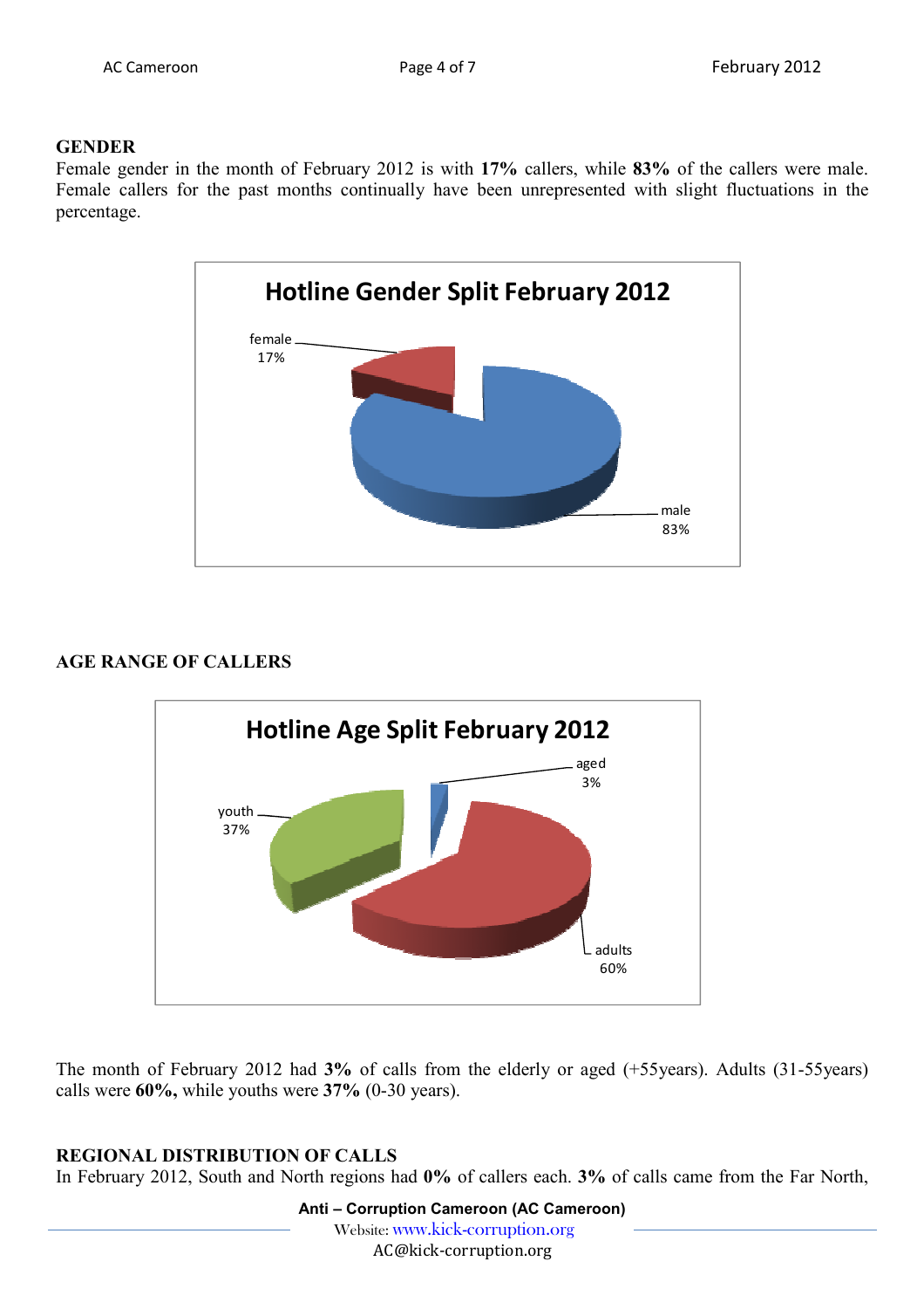**GENDER**

Female gender in the month of February 2012 is with **17%** callers, while **83%** of the callers were male. Female callers for the past months continually have been unrepresented with slight fluctuations in the percentage.

**Hotline Gender Split February 2012**

female 17%

male 83%

**AGE RANGE OF CALLERS**

**Hotline Age Split February 2012**

aged 3%

youth 37%

adults 60%

The month of February 2012 had **3%** of calls from the elderly or aged (+55years). Adults (31-55years) calls were **60%,** while youths were **37%** (0-30 years).

**REGIONAL DISTRIBUTION OF CALLS**

In February 2012, South and North regions had **0%** of callers each. **3%** of calls came from the Far North,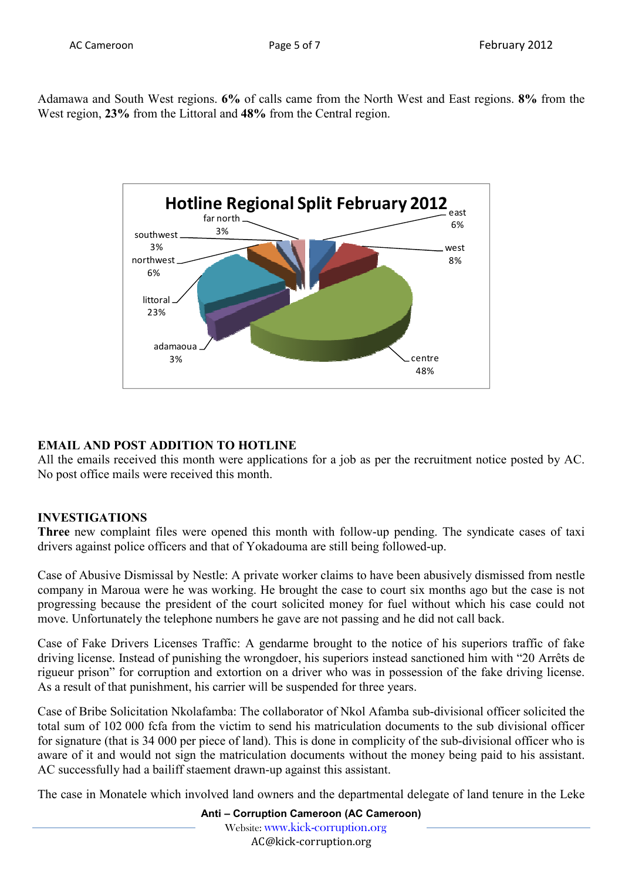Adamawa and South West regions. **6%** of calls came from the North West and East regions. **8%** from the West region, **23%** from the Littoral and **48%** from the Central region.

**Hotline Regional Split February 2012**

| Region | Share |
| --- | --- |
| east | 6% |
| west | 8% |
| centre | 48% |
| adamaoua | 3% |
| littoral | 23% |
| northwest | 6% |
| southwest | 3% |
| far north | 3% |

## EMAIL AND POST ADDITION TO HOTLINE

All the emails received this month were applications for a job as per the recruitment notice posted by AC. No post office mails were received this month.

## INVESTIGATIONS

**Three** new complaint files were opened this month with follow-up pending. The syndicate cases of taxi drivers against police officers and that of Yokadouma are still being followed-up.

Case of Abusive Dismissal by Nestle: A private worker claims to have been abusively dismissed from nestle company in Maroua were he was working. He brought the case to court six months ago but the case is not progressing because the president of the court solicited money for fuel without which his case could not move. Unfortunately the telephone numbers he gave are not passing and he did not call back.

Case of Fake Drivers Licenses Traffic: A gendarme brought to the notice of his superiors traffic of fake driving license. Instead of punishing the wrongdoer, his superiors instead sanctioned him with "20 Arrêts de rigueur prison" for corruption and extortion on a driver who was in possession of the fake driving license. As a result of that punishment, his carrier will be suspended for three years.

Case of Bribe Solicitation Nkolafamba: The collaborator of Nkol Afamba sub-divisional officer solicited the total sum of 102 000 fcfa from the victim to send his matriculation documents to the sub divisional officer for signature (that is 34 000 per piece of land). This is done in complicity of the sub-divisional officer who is aware of it and would not sign the matriculation documents without the money being paid to his assistant. AC successfully had a bailiff staement drawn-up against this assistant.

The case in Monatele which involved land owners and the departmental delegate of land tenure in the Leke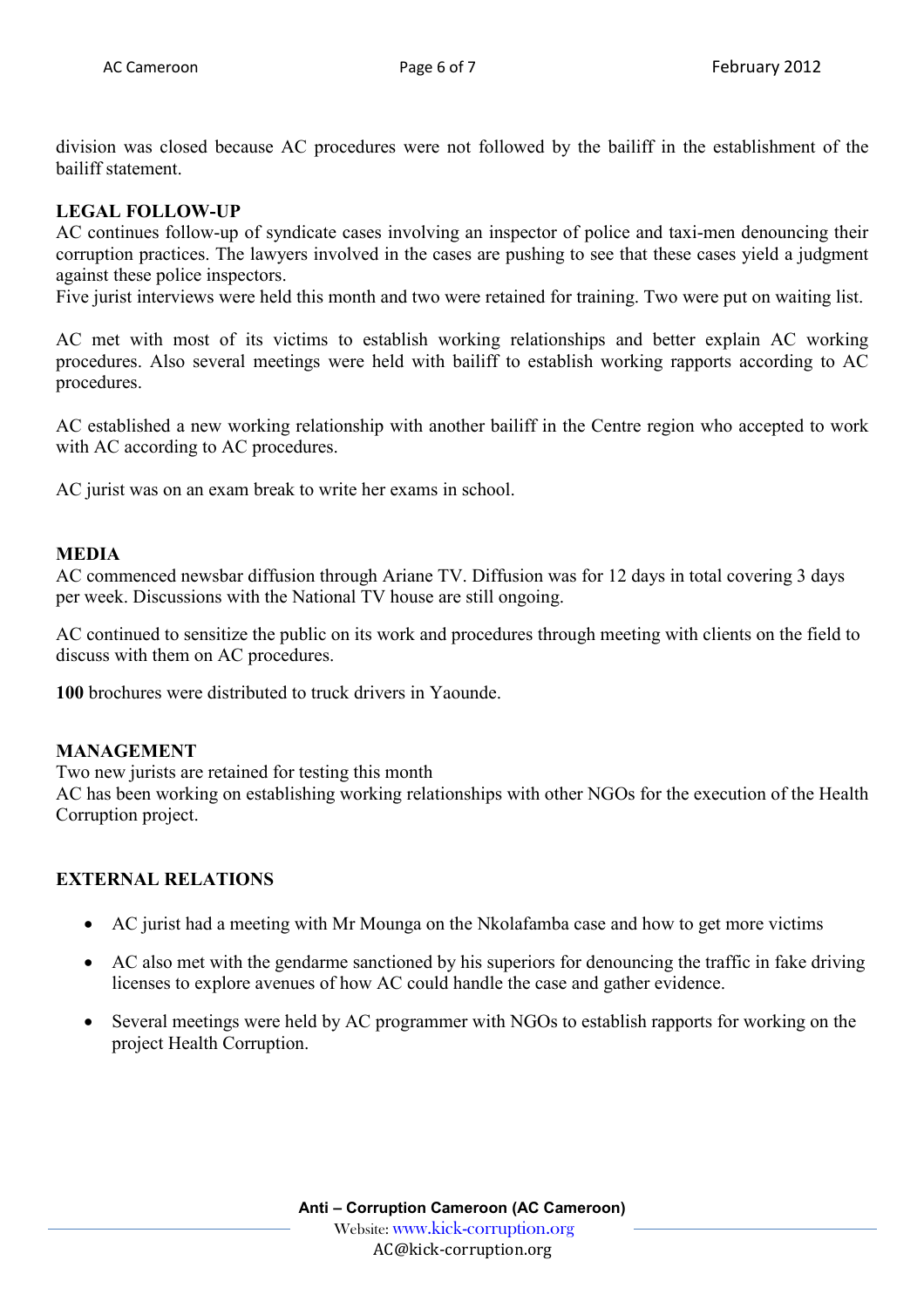division was closed because AC procedures were not followed by the bailiff in the establishment of the bailiff statement.

## LEGAL FOLLOW-UP

AC continues follow-up of syndicate cases involving an inspector of police and taxi-men denouncing their corruption practices. The lawyers involved in the cases are pushing to see that these cases yield a judgment against these police inspectors.

Five jurist interviews were held this month and two were retained for training. Two were put on waiting list.

AC met with most of its victims to establish working relationships and better explain AC working procedures. Also several meetings were held with bailiff to establish working rapports according to AC procedures.

AC established a new working relationship with another bailiff in the Centre region who accepted to work with AC according to AC procedures.

AC jurist was on an exam break to write her exams in school.

## MEDIA

AC commenced newsbar diffusion through Ariane TV. Diffusion was for 12 days in total covering 3 days per week. Discussions with the National TV house are still ongoing.

AC continued to sensitize the public on its work and procedures through meeting with clients on the field to discuss with them on AC procedures.

**100** brochures were distributed to truck drivers in Yaounde.

## MANAGEMENT

Two new jurists are retained for testing this month

AC has been working on establishing working relationships with other NGOs for the execution of the Health Corruption project.

## EXTERNAL RELATIONS

- AC jurist had a meeting with Mr Mounga on the Nkolafamba case and how to get more victims
- AC also met with the gendarme sanctioned by his superiors for denouncing the traffic in fake driving licenses to explore avenues of how AC could handle the case and gather evidence.
- Several meetings were held by AC programmer with NGOs to establish rapports for working on the project Health Corruption.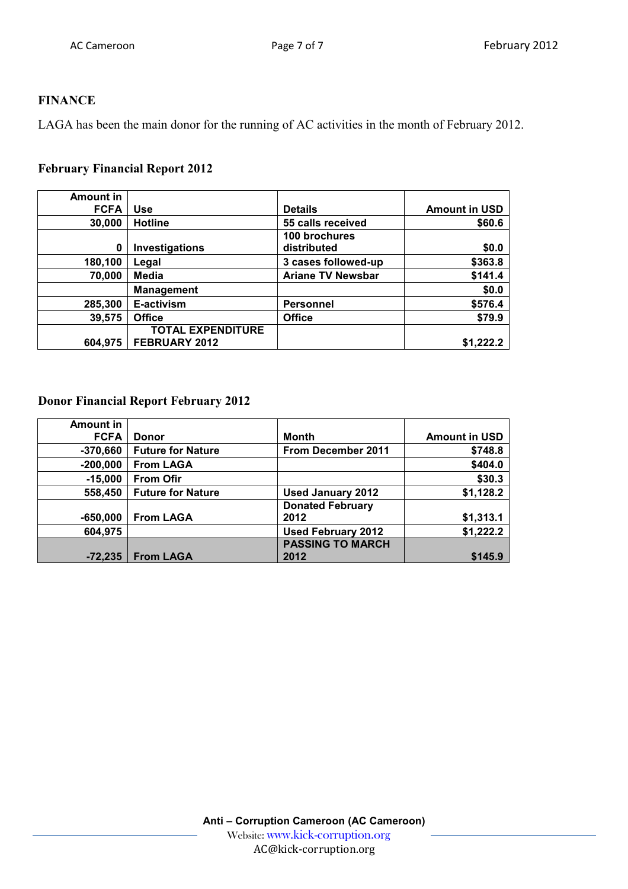## FINANCE

LAGA has been the main donor for the running of AC activities in the month of February 2012.

### February Financial Report 2012

| Amount in FCFA | Use | Details | Amount in USD |
|---|---|---|---|
| 30,000 | Hotline | 55 calls received | $60.6 |
| 0 | Investigations | 100 brochures distributed | $0.0 |
| 180,100 | Legal | 3 cases followed-up | $363.8 |
| 70,000 | Media | Ariane TV Newsbar | $141.4 |
| | Management | | $0.0 |
| 285,300 | E-activism | Personnel | $576.4 |
| 39,575 | Office | Office | $79.9 |
| 604,975 | TOTAL EXPENDITURE FEBRUARY 2012 | | $1,222.2 |

### Donor Financial Report February 2012

| Amount in FCFA | Donor | Month | Amount in USD |
|---|---|---|---|
| -370,660 | Future for Nature | From December 2011 | $748.8 |
| -200,000 | From LAGA | | $404.0 |
| -15,000 | From Ofir | | $30.3 |
| 558,450 | Future for Nature | Used January 2012 | $1,128.2 |
| -650,000 | From LAGA | Donated February 2012 | $1,313.1 |
| 604,975 | | Used February 2012 | $1,222.2 |
| -72,235 | From LAGA | PASSING TO MARCH 2012 | $145.9 |

**Anti – Corruption Cameroon (AC Cameroon)**
Website: www.kick-corruption.org
AC@kick-corruption.org